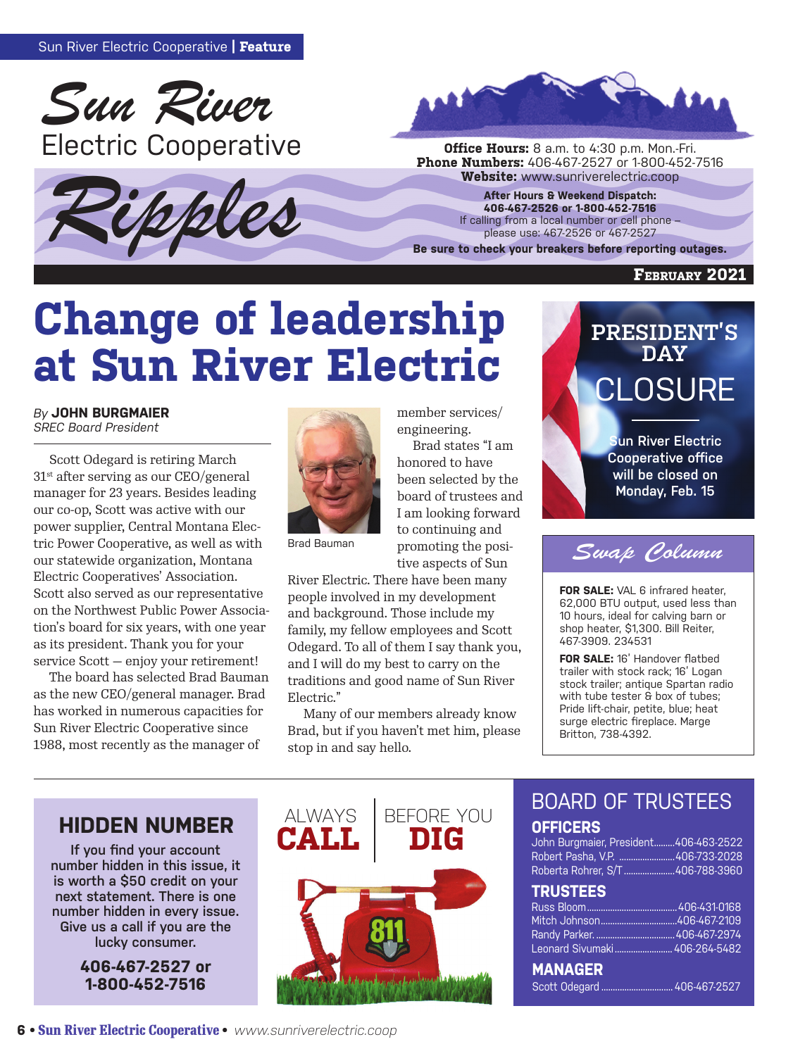Sun River Electric Cooperative | **Feature**

# Sun River Electric Cooperative Ripples

**Office Hours:** 8 a.m. to 4:30 p.m. Mon.-Fri.
**Phone Numbers:** 406-467-2527 or 1-800-452-7516
**Website:** www.sunriverelectric.coop

**After Hours & Weekend Dispatch:**
**406-467-2526 or 1-800-452-7516**
If calling from a local number or cell phone – please use: 467-2526 or 467-2527

**Be sure to check your breakers before reporting outages.**

**February 2021**

# Change of leadership at Sun River Electric

*By* **JOHN BURGMAIER**
*SREC Board President*

Scott Odegard is retiring March 31st after serving as our CEO/general manager for 23 years. Besides leading our co-op, Scott was active with our power supplier, Central Montana Electric Power Cooperative, as well as with our statewide organization, Montana Electric Cooperatives' Association. Scott also served as our representative on the Northwest Public Power Association's board for six years, with one year as its president. Thank you for your service Scott – enjoy your retirement!

The board has selected Brad Bauman as the new CEO/general manager. Brad has worked in numerous capacities for Sun River Electric Cooperative since 1988, most recently as the manager of member services/engineering.

Brad Bauman

Brad states "I am honored to have been selected by the board of trustees and I am looking forward to continuing and promoting the positive aspects of Sun River Electric. There have been many people involved in my development and background. Those include my family, my fellow employees and Scott Odegard. To all of them I say thank you, and I will do my best to carry on the traditions and good name of Sun River Electric."

Many of our members already know Brad, but if you haven't met him, please stop in and say hello.

## PRESIDENT'S DAY CLOSURE

Sun River Electric Cooperative office will be closed on Monday, Feb. 15

## Swap Column

**FOR SALE:** VAL 6 infrared heater, 62,000 BTU output, used less than 10 hours, ideal for calving barn or shop heater, $1,300. Bill Reiter, 467-3909. 234531

**FOR SALE:** 16' Handover flatbed trailer with stock rack; 16' Logan stock trailer; antique Spartan radio with tube tester & box of tubes; Pride lift-chair, petite, blue; heat surge electric fireplace. Marge Britton, 738-4392.

## HIDDEN NUMBER

If you find your account number hidden in this issue, it is worth a $50 credit on your next statement. There is one number hidden in every issue. Give us a call if you are the lucky consumer.

**406-467-2527 or 1-800-452-7516**

ALWAYS **CALL** BEFORE YOU **DIG**

811

## BOARD OF TRUSTEES

### OFFICERS

John Burgmaier, President......... 406-463-2522
Robert Pasha, V.P. ......................... 406-733-2028
Roberta Rohrer, S/T ...................... 406-788-3960

### TRUSTEES

Russ Bloom....................................... 406-431-0168
Mitch Johnson.................................. 406-467-2109
Randy Parker.................................... 406-467-2974
Leonard Sivumaki.......................... 406-264-5482

### MANAGER

Scott Odegard ................................ 406-467-2527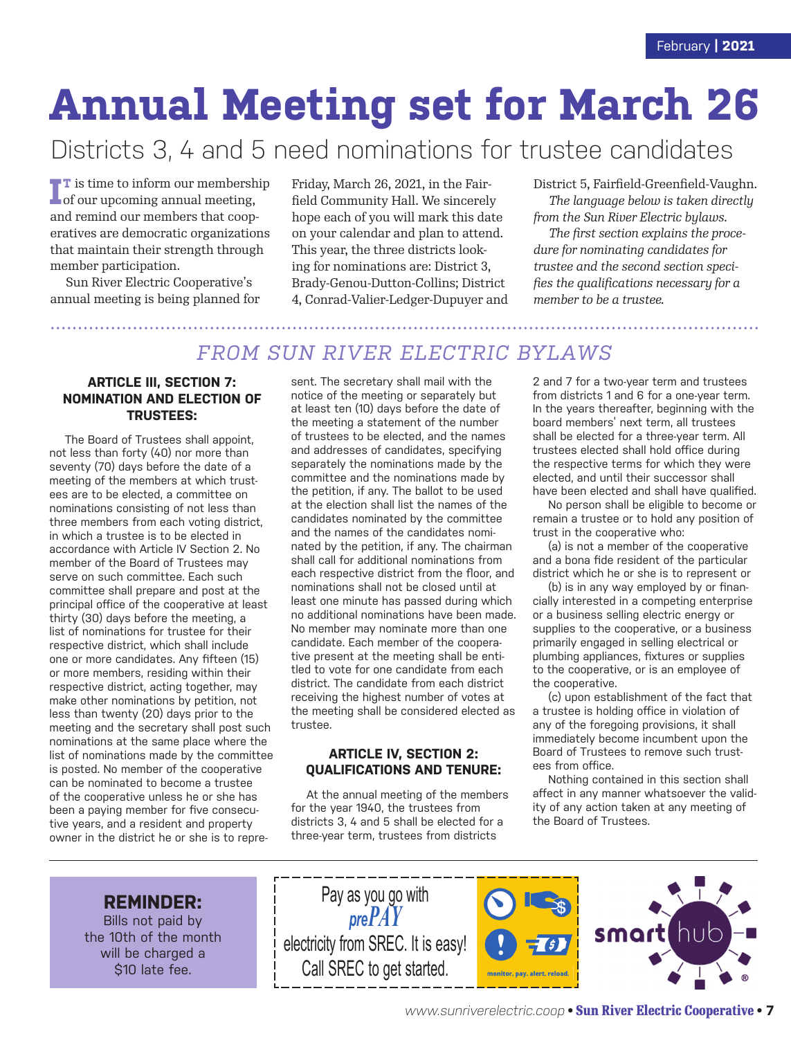# Annual Meeting set for March 26

## Districts 3, 4 and 5 need nominations for trustee candidates

It is time to inform our membership of our upcoming annual meeting, and remind our members that cooperatives are democratic organizations that maintain their strength through member participation.

Sun River Electric Cooperative's annual meeting is being planned for Friday, March 26, 2021, in the Fairfield Community Hall. We sincerely hope each of you will mark this date on your calendar and plan to attend. This year, the three districts looking for nominations are: District 3, Brady-Genou-Dutton-Collins; District 4, Conrad-Valier-Ledger-Dupuyer and District 5, Fairfield-Greenfield-Vaughn.

*The language below is taken directly from the Sun River Electric bylaws.*

*The first section explains the procedure for nominating candidates for trustee and the second section specifies the qualifications necessary for a member to be a trustee.*

## FROM SUN RIVER ELECTRIC BYLAWS

### ARTICLE III, SECTION 7: NOMINATION AND ELECTION OF TRUSTEES:

The Board of Trustees shall appoint, not less than forty (40) nor more than seventy (70) days before the date of a meeting of the members at which trustees are to be elected, a committee on nominations consisting of not less than three members from each voting district, in which a trustee is to be elected in accordance with Article IV Section 2. No member of the Board of Trustees may serve on such committee. Each such committee shall prepare and post at the principal office of the cooperative at least thirty (30) days before the meeting, a list of nominations for trustee for their respective district, which shall include one or more candidates. Any fifteen (15) or more members, residing within their respective district, acting together, may make other nominations by petition, not less than twenty (20) days prior to the meeting and the secretary shall post such nominations at the same place where the list of nominations made by the committee is posted. No member of the cooperative can be nominated to become a trustee of the cooperative unless he or she has been a paying member for five consecutive years, and a resident and property owner in the district he or she is to represent. The secretary shall mail with the notice of the meeting or separately but at least ten (10) days before the date of the meeting a statement of the number of trustees to be elected, and the names and addresses of candidates, specifying separately the nominations made by the committee and the nominations made by the petition, if any. The ballot to be used at the election shall list the names of the candidates nominated by the committee and the names of the candidates nominated by the petition, if any. The chairman shall call for additional nominations from each respective district from the floor, and nominations shall not be closed until at least one minute has passed during which no additional nominations have been made. No member may nominate more than one candidate. Each member of the cooperative present at the meeting shall be entitled to vote for one candidate from each district. The candidate from each district receiving the highest number of votes at the meeting shall be considered elected as trustee.

### ARTICLE IV, SECTION 2: QUALIFICATIONS AND TENURE:

At the annual meeting of the members for the year 1940, the trustees from districts 3, 4 and 5 shall be elected for a three-year term, trustees from districts 2 and 7 for a two-year term and trustees from districts 1 and 6 for a one-year term. In the years thereafter, beginning with the board members' next term, all trustees shall be elected for a three-year term. All trustees elected shall hold office during the respective terms for which they were elected, and until their successor shall have been elected and shall have qualified.

No person shall be eligible to become or remain a trustee or to hold any position of trust in the cooperative who:

(a) is not a member of the cooperative and a bona fide resident of the particular district which he or she is to represent or

(b) is in any way employed by or financially interested in a competing enterprise or a business selling electric energy or supplies to the cooperative, or a business primarily engaged in selling electrical or plumbing appliances, fixtures or supplies to the cooperative, or is an employee of the cooperative.

(c) upon establishment of the fact that a trustee is holding office in violation of any of the foregoing provisions, it shall immediately become incumbent upon the Board of Trustees to remove such trustees from office.

Nothing contained in this section shall affect in any manner whatsoever the validity of any action taken at any meeting of the Board of Trustees.

---

**REMINDER:**
Bills not paid by the 10th of the month will be charged a $10 late fee.

Pay as you go with *prePAY* electricity from SREC. It is easy! Call SREC to get started.

monitor. pay. alert. reload.

smarthub®